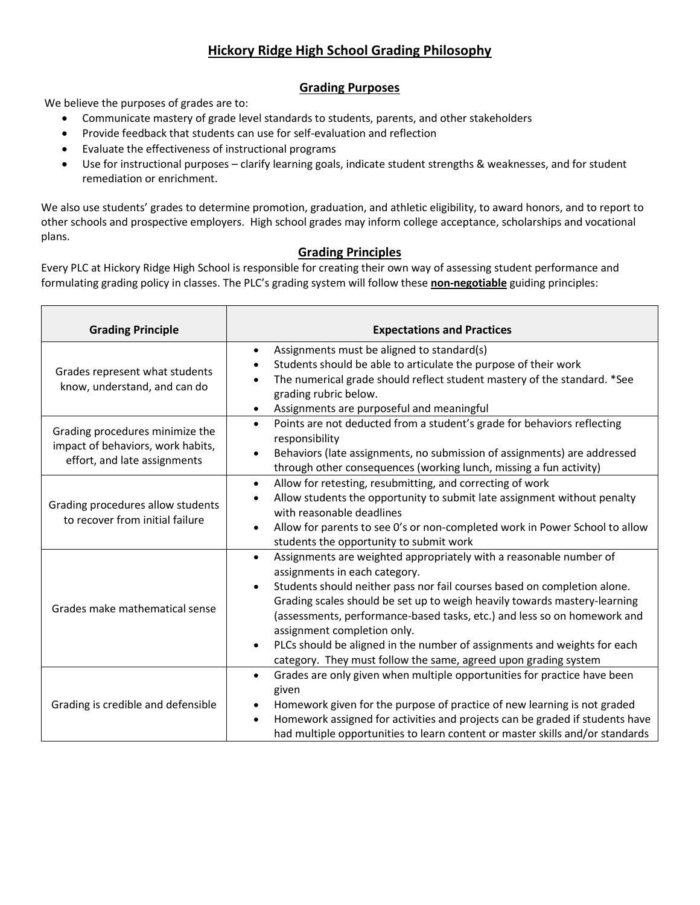# Hickory Ridge High School Grading Philosophy

## Grading Purposes

We believe the purposes of grades are to:

- Communicate mastery of grade level standards to students, parents, and other stakeholders
- Provide feedback that students can use for self-evaluation and reflection
- Evaluate the effectiveness of instructional programs
- Use for instructional purposes – clarify learning goals, indicate student strengths & weaknesses, and for student remediation or enrichment.

We also use students' grades to determine promotion, graduation, and athletic eligibility, to award honors, and to report to other schools and prospective employers. High school grades may inform college acceptance, scholarships and vocational plans.

## Grading Principles

Every PLC at Hickory Ridge High School is responsible for creating their own way of assessing student performance and formulating grading policy in classes. The PLC's grading system will follow these **non-negotiable** guiding principles:

| Grading Principle | Expectations and Practices |
|---|---|
| Grades represent what students know, understand, and can do | • Assignments must be aligned to standard(s)<br>• Students should be able to articulate the purpose of their work<br>• The numerical grade should reflect student mastery of the standard. *See grading rubric below.<br>• Assignments are purposeful and meaningful |
| Grading procedures minimize the impact of behaviors, work habits, effort, and late assignments | • Points are not deducted from a student's grade for behaviors reflecting responsibility<br>• Behaviors (late assignments, no submission of assignments) are addressed through other consequences (working lunch, missing a fun activity) |
| Grading procedures allow students to recover from initial failure | • Allow for retesting, resubmitting, and correcting of work<br>• Allow students the opportunity to submit late assignment without penalty with reasonable deadlines<br>• Allow for parents to see 0's or non-completed work in Power School to allow students the opportunity to submit work |
| Grades make mathematical sense | • Assignments are weighted appropriately with a reasonable number of assignments in each category.<br>• Students should neither pass nor fail courses based on completion alone. Grading scales should be set up to weigh heavily towards mastery-learning (assessments, performance-based tasks, etc.) and less so on homework and assignment completion only.<br>• PLCs should be aligned in the number of assignments and weights for each category. They must follow the same, agreed upon grading system |
| Grading is credible and defensible | • Grades are only given when multiple opportunities for practice have been given<br>• Homework given for the purpose of practice of new learning is not graded<br>• Homework assigned for activities and projects can be graded if students have had multiple opportunities to learn content or master skills and/or standards |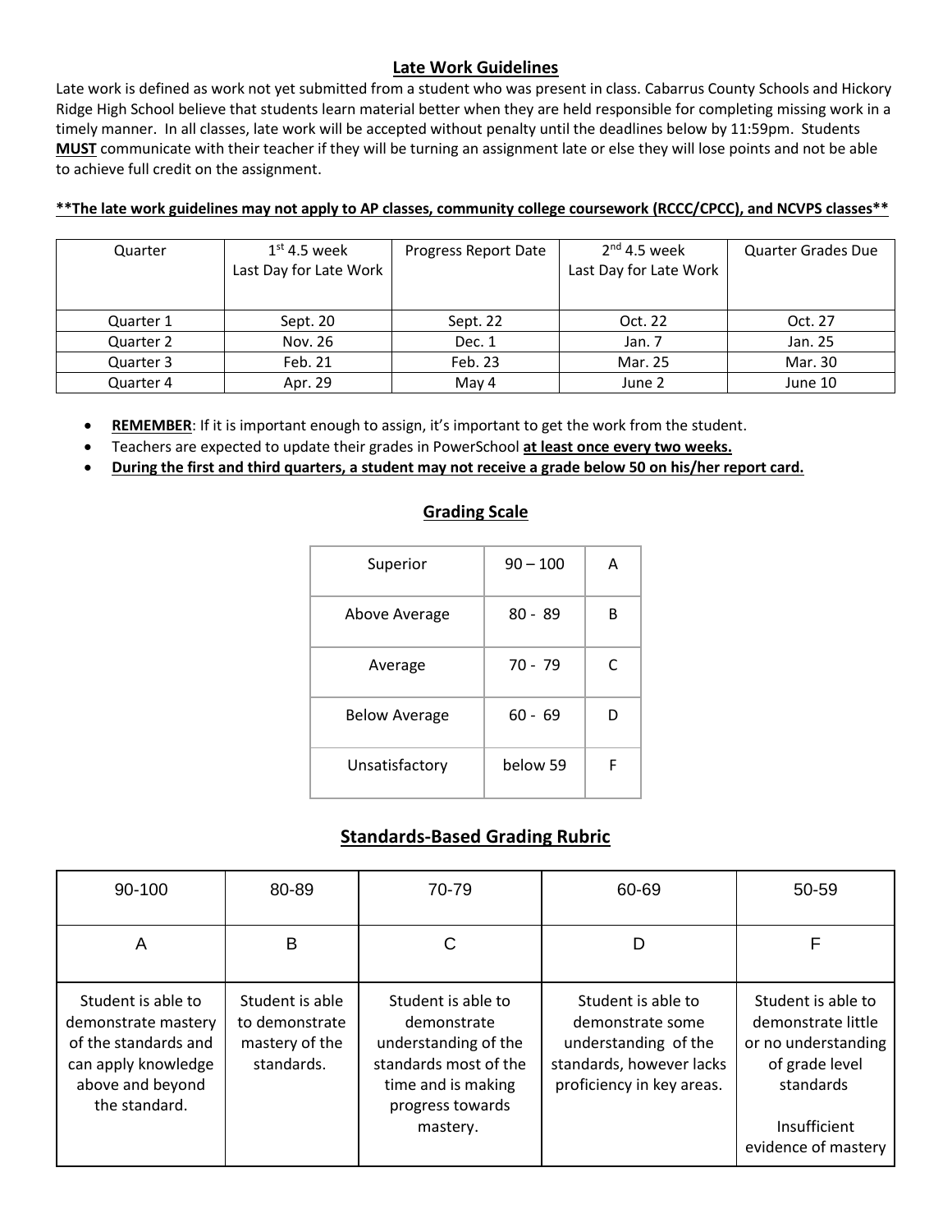## Late Work Guidelines

Late work is defined as work not yet submitted from a student who was present in class. Cabarrus County Schools and Hickory Ridge High School believe that students learn material better when they are held responsible for completing missing work in a timely manner. In all classes, late work will be accepted without penalty until the deadlines below by 11:59pm. Students **MUST** communicate with their teacher if they will be turning an assignment late or else they will lose points and not be able to achieve full credit on the assignment.

****The late work guidelines may not apply to AP classes, community college coursework (RCCC/CPCC), and NCVPS classes****

| Quarter | 1st 4.5 week Last Day for Late Work | Progress Report Date | 2nd 4.5 week Last Day for Late Work | Quarter Grades Due |
|---|---|---|---|---|
| Quarter 1 | Sept. 20 | Sept. 22 | Oct. 22 | Oct. 27 |
| Quarter 2 | Nov. 26 | Dec. 1 | Jan. 7 | Jan. 25 |
| Quarter 3 | Feb. 21 | Feb. 23 | Mar. 25 | Mar. 30 |
| Quarter 4 | Apr. 29 | May 4 | June 2 | June 10 |

- **REMEMBER**: If it is important enough to assign, it's important to get the work from the student.
- Teachers are expected to update their grades in PowerSchool **at least once every two weeks.**
- **During the first and third quarters, a student may not receive a grade below 50 on his/her report card.**

## Grading Scale

| | | |
|---|---|---|
| Superior | 90 – 100 | A |
| Above Average | 80 - 89 | B |
| Average | 70 - 79 | C |
| Below Average | 60 - 69 | D |
| Unsatisfactory | below 59 | F |

## Standards-Based Grading Rubric

| 90-100 | 80-89 | 70-79 | 60-69 | 50-59 |
|---|---|---|---|---|
| A | B | C | D | F |
| Student is able to demonstrate mastery of the standards and can apply knowledge above and beyond the standard. | Student is able to demonstrate mastery of the standards. | Student is able to demonstrate understanding of the standards most of the time and is making progress towards mastery. | Student is able to demonstrate some understanding of the standards, however lacks proficiency in key areas. | Student is able to demonstrate little or no understanding of grade level standards<br><br>Insufficient evidence of mastery |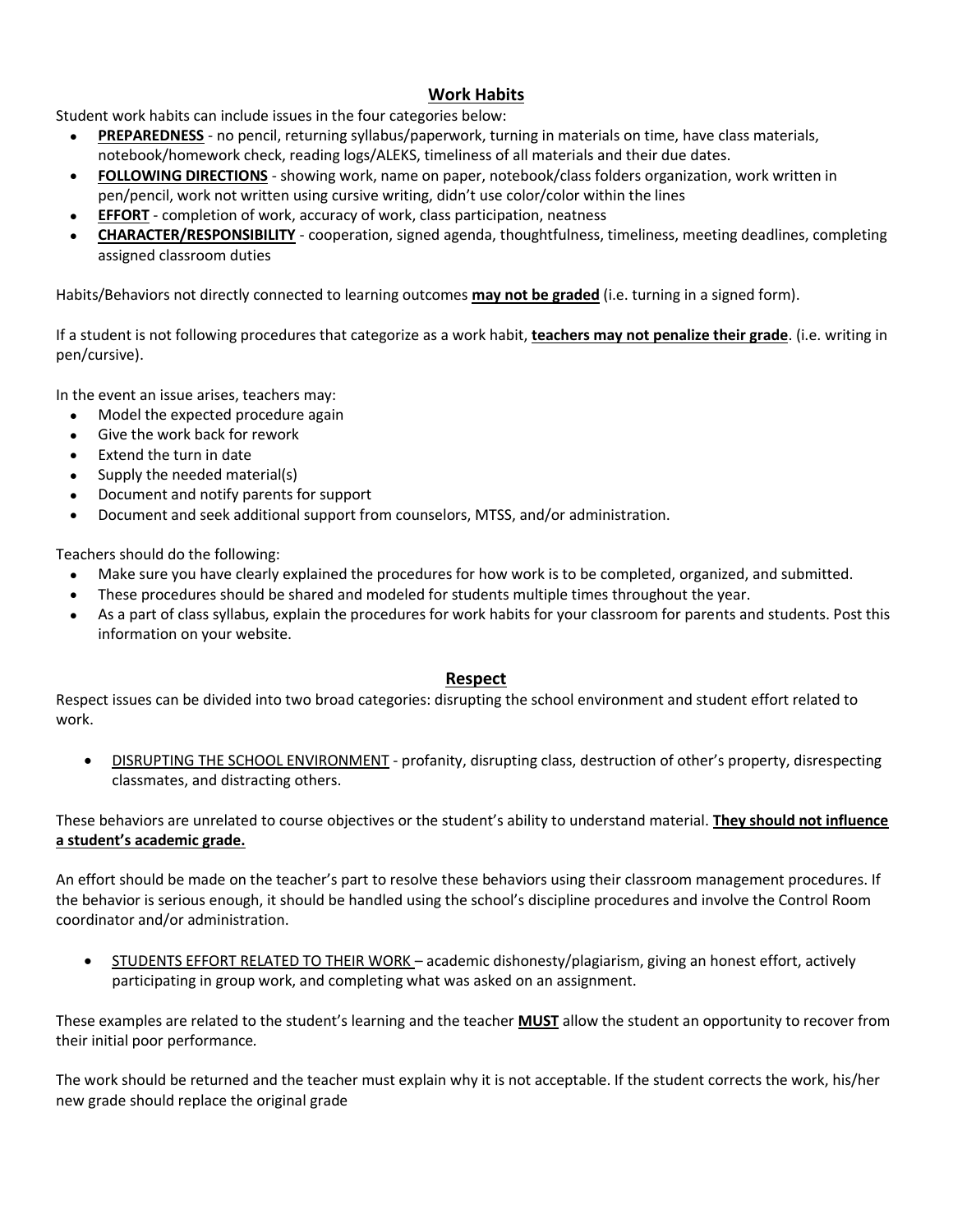## Work Habits

Student work habits can include issues in the four categories below:

- **PREPAREDNESS** - no pencil, returning syllabus/paperwork, turning in materials on time, have class materials, notebook/homework check, reading logs/ALEKS, timeliness of all materials and their due dates.
- **FOLLOWING DIRECTIONS** - showing work, name on paper, notebook/class folders organization, work written in pen/pencil, work not written using cursive writing, didn't use color/color within the lines
- **EFFORT** - completion of work, accuracy of work, class participation, neatness
- **CHARACTER/RESPONSIBILITY** - cooperation, signed agenda, thoughtfulness, timeliness, meeting deadlines, completing assigned classroom duties

Habits/Behaviors not directly connected to learning outcomes **may not be graded** (i.e. turning in a signed form).

If a student is not following procedures that categorize as a work habit, **teachers may not penalize their grade**. (i.e. writing in pen/cursive).

In the event an issue arises, teachers may:

- Model the expected procedure again
- Give the work back for rework
- Extend the turn in date
- Supply the needed material(s)
- Document and notify parents for support
- Document and seek additional support from counselors, MTSS, and/or administration.

Teachers should do the following:

- Make sure you have clearly explained the procedures for how work is to be completed, organized, and submitted.
- These procedures should be shared and modeled for students multiple times throughout the year.
- As a part of class syllabus, explain the procedures for work habits for your classroom for parents and students. Post this information on your website.

## Respect

Respect issues can be divided into two broad categories: disrupting the school environment and student effort related to work.

- DISRUPTING THE SCHOOL ENVIRONMENT - profanity, disrupting class, destruction of other's property, disrespecting classmates, and distracting others.

These behaviors are unrelated to course objectives or the student's ability to understand material. **They should not influence a student's academic grade.**

An effort should be made on the teacher's part to resolve these behaviors using their classroom management procedures. If the behavior is serious enough, it should be handled using the school's discipline procedures and involve the Control Room coordinator and/or administration.

- STUDENTS EFFORT RELATED TO THEIR WORK – academic dishonesty/plagiarism, giving an honest effort, actively participating in group work, and completing what was asked on an assignment.

These examples are related to the student's learning and the teacher **MUST** allow the student an opportunity to recover from their initial poor performance.

The work should be returned and the teacher must explain why it is not acceptable. If the student corrects the work, his/her new grade should replace the original grade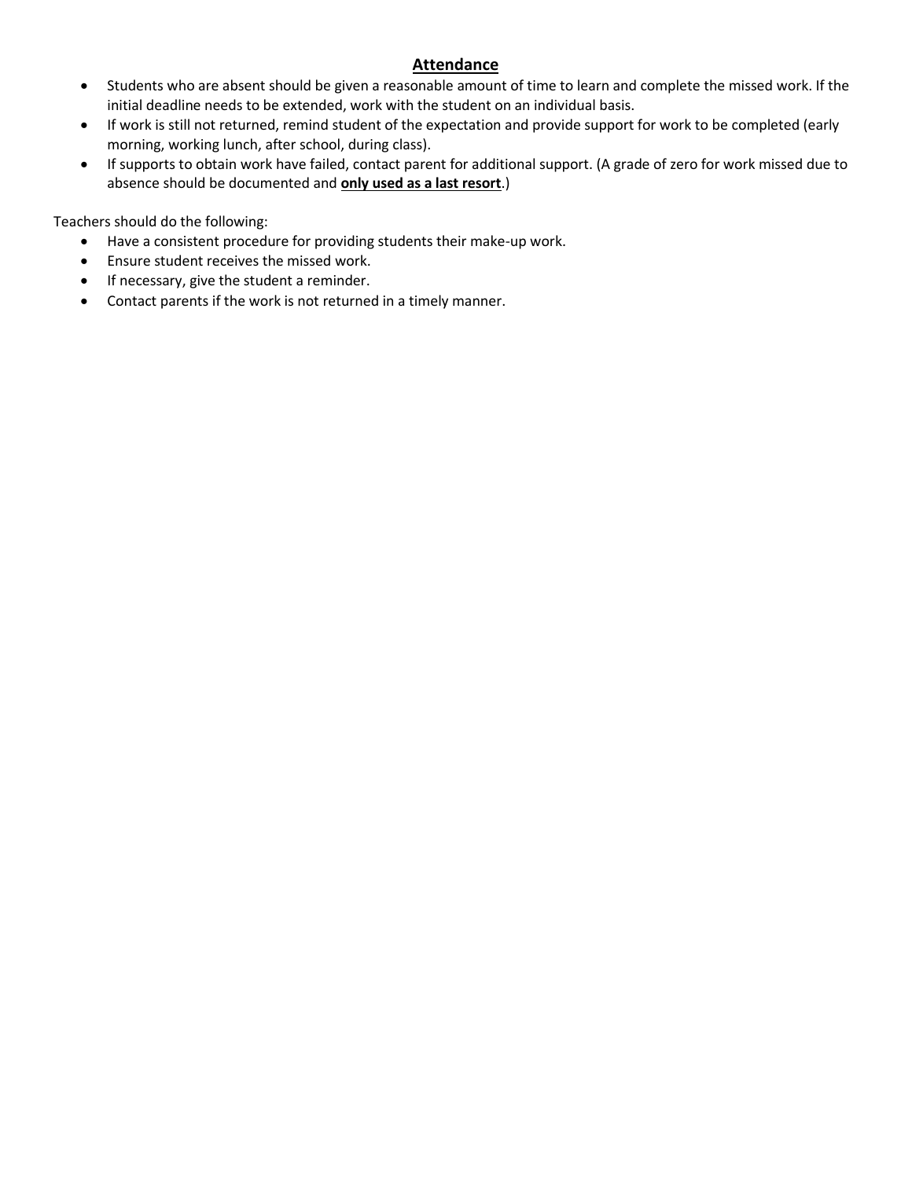## Attendance

- Students who are absent should be given a reasonable amount of time to learn and complete the missed work. If the initial deadline needs to be extended, work with the student on an individual basis.
- If work is still not returned, remind student of the expectation and provide support for work to be completed (early morning, working lunch, after school, during class).
- If supports to obtain work have failed, contact parent for additional support. (A grade of zero for work missed due to absence should be documented and **only used as a last resort**.)

Teachers should do the following:

- Have a consistent procedure for providing students their make-up work.
- Ensure student receives the missed work.
- If necessary, give the student a reminder.
- Contact parents if the work is not returned in a timely manner.